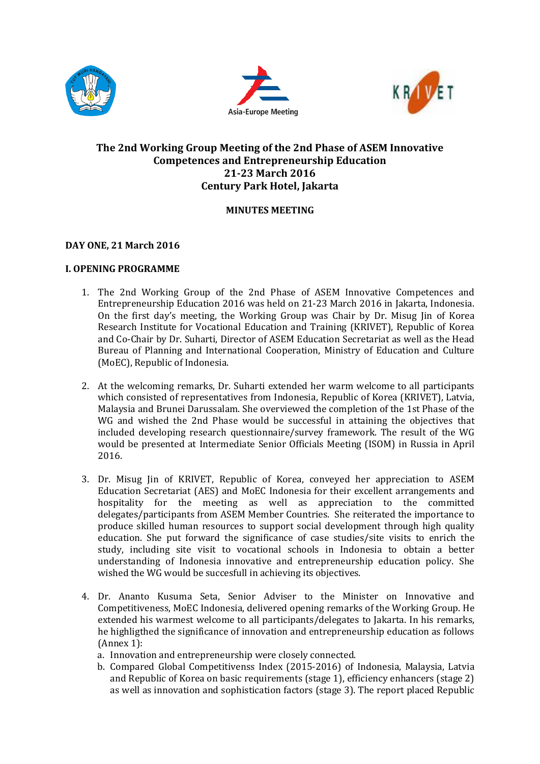# The 2nd Working Group Meeting of the 2nd Phase of ASEM Innovative Competences and Entrepreneurship Education
# 21-23 March 2016
# Century Park Hotel, Jakarta

**MINUTES MEETING**

**DAY ONE, 21 March 2016**

## I. OPENING PROGRAMME

1. The 2nd Working Group of the 2nd Phase of ASEM Innovative Competences and Entrepreneurship Education 2016 was held on 21-23 March 2016 in Jakarta, Indonesia. On the first day's meeting, the Working Group was Chair by Dr. Misug Jin of Korea Research Institute for Vocational Education and Training (KRIVET), Republic of Korea and Co-Chair by Dr. Suharti, Director of ASEM Education Secretariat as well as the Head Bureau of Planning and International Cooperation, Ministry of Education and Culture (MoEC), Republic of Indonesia.

2. At the welcoming remarks, Dr. Suharti extended her warm welcome to all participants which consisted of representatives from Indonesia, Republic of Korea (KRIVET), Latvia, Malaysia and Brunei Darussalam. She overviewed the completion of the 1st Phase of the WG and wished the 2nd Phase would be successful in attaining the objectives that included developing research questionnaire/survey framework. The result of the WG would be presented at Intermediate Senior Officials Meeting (ISOM) in Russia in April 2016.

3. Dr. Misug Jin of KRIVET, Republic of Korea, conveyed her appreciation to ASEM Education Secretariat (AES) and MoEC Indonesia for their excellent arrangements and hospitality for the meeting as well as appreciation to the committed delegates/participants from ASEM Member Countries. She reiterated the importance to produce skilled human resources to support social development through high quality education. She put forward the significance of case studies/site visits to enrich the study, including site visit to vocational schools in Indonesia to obtain a better understanding of Indonesia innovative and entrepreneurship education policy. She wished the WG would be succesfull in achieving its objectives.

4. Dr. Ananto Kusuma Seta, Senior Adviser to the Minister on Innovative and Competitiveness, MoEC Indonesia, delivered opening remarks of the Working Group. He extended his warmest welcome to all participants/delegates to Jakarta. In his remarks, he highligthed the significance of innovation and entrepreneurship education as follows (Annex 1):
   a. Innovation and entrepreneurship were closely connected.
   b. Compared Global Competitivenss Index (2015-2016) of Indonesia, Malaysia, Latvia and Republic of Korea on basic requirements (stage 1), efficiency enhancers (stage 2) as well as innovation and sophistication factors (stage 3). The report placed Republic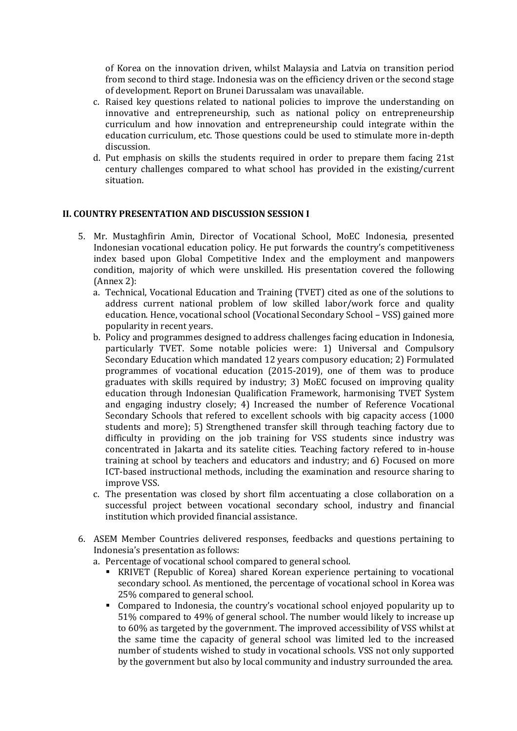of Korea on the innovation driven, whilst Malaysia and Latvia on transition period from second to third stage. Indonesia was on the efficiency driven or the second stage of development. Report on Brunei Darussalam was unavailable.

c. Raised key questions related to national policies to improve the understanding on innovative and entrepreneurship, such as national policy on entrepreneurship curriculum and how innovation and entrepreneurship could integrate within the education curriculum, etc. Those questions could be used to stimulate more in-depth discussion.
d. Put emphasis on skills the students required in order to prepare them facing 21st century challenges compared to what school has provided in the existing/current situation.

## II. COUNTRY PRESENTATION AND DISCUSSION SESSION I

5. Mr. Mustaghfirin Amin, Director of Vocational School, MoEC Indonesia, presented Indonesian vocational education policy. He put forwards the country's competitiveness index based upon Global Competitive Index and the employment and manpowers condition, majority of which were unskilled. His presentation covered the following (Annex 2):
   a. Technical, Vocational Education and Training (TVET) cited as one of the solutions to address current national problem of low skilled labor/work force and quality education. Hence, vocational school (Vocational Secondary School – VSS) gained more popularity in recent years.
   b. Policy and programmes designed to address challenges facing education in Indonesia, particularly TVET. Some notable policies were: 1) Universal and Compulsory Secondary Education which mandated 12 years compusory education; 2) Formulated programmes of vocational education (2015-2019), one of them was to produce graduates with skills required by industry; 3) MoEC focused on improving quality education through Indonesian Qualification Framework, harmonising TVET System and engaging industry closely; 4) Increased the number of Reference Vocational Secondary Schools that refered to excellent schools with big capacity access (1000 students and more); 5) Strengthened transfer skill through teaching factory due to difficulty in providing on the job training for VSS students since industry was concentrated in Jakarta and its satelite cities. Teaching factory refered to in-house training at school by teachers and educators and industry; and 6) Focused on more ICT-based instructional methods, including the examination and resource sharing to improve VSS.
   c. The presentation was closed by short film accentuating a close collaboration on a successful project between vocational secondary school, industry and financial institution which provided financial assistance.

6. ASEM Member Countries delivered responses, feedbacks and questions pertaining to Indonesia's presentation as follows:
   a. Percentage of vocational school compared to general school.
      - KRIVET (Republic of Korea) shared Korean experience pertaining to vocational secondary school. As mentioned, the percentage of vocational school in Korea was 25% compared to general school.
      - Compared to Indonesia, the country's vocational school enjoyed popularity up to 51% compared to 49% of general school. The number would likely to increase up to 60% as targeted by the government. The improved accessibility of VSS whilst at the same time the capacity of general school was limited led to the increased number of students wished to study in vocational schools. VSS not only supported by the government but also by local community and industry surrounded the area.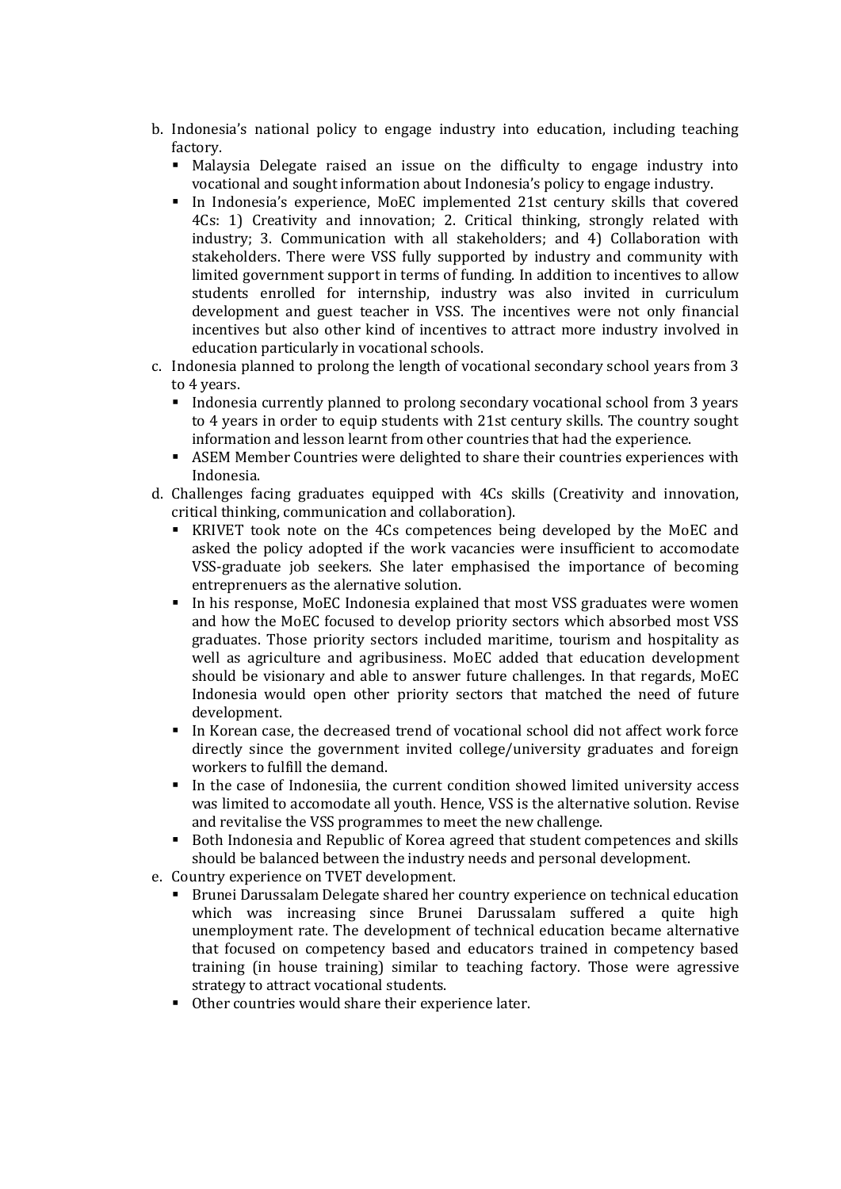b. Indonesia's national policy to engage industry into education, including teaching factory.
   - Malaysia Delegate raised an issue on the difficulty to engage industry into vocational and sought information about Indonesia's policy to engage industry.
   - In Indonesia's experience, MoEC implemented 21st century skills that covered 4Cs: 1) Creativity and innovation; 2. Critical thinking, strongly related with industry; 3. Communication with all stakeholders; and 4) Collaboration with stakeholders. There were VSS fully supported by industry and community with limited government support in terms of funding. In addition to incentives to allow students enrolled for internship, industry was also invited in curriculum development and guest teacher in VSS. The incentives were not only financial incentives but also other kind of incentives to attract more industry involved in education particularly in vocational schools.

c. Indonesia planned to prolong the length of vocational secondary school years from 3 to 4 years.
   - Indonesia currently planned to prolong secondary vocational school from 3 years to 4 years in order to equip students with 21st century skills. The country sought information and lesson learnt from other countries that had the experience.
   - ASEM Member Countries were delighted to share their countries experiences with Indonesia.

d. Challenges facing graduates equipped with 4Cs skills (Creativity and innovation, critical thinking, communication and collaboration).
   - KRIVET took note on the 4Cs competences being developed by the MoEC and asked the policy adopted if the work vacancies were insufficient to accomodate VSS-graduate job seekers. She later emphasised the importance of becoming entreprenuers as the alernative solution.
   - In his response, MoEC Indonesia explained that most VSS graduates were women and how the MoEC focused to develop priority sectors which absorbed most VSS graduates. Those priority sectors included maritime, tourism and hospitality as well as agriculture and agribusiness. MoEC added that education development should be visionary and able to answer future challenges. In that regards, MoEC Indonesia would open other priority sectors that matched the need of future development.
   - In Korean case, the decreased trend of vocational school did not affect work force directly since the government invited college/university graduates and foreign workers to fulfill the demand.
   - In the case of Indonesiia, the current condition showed limited university access was limited to accomodate all youth. Hence, VSS is the alternative solution. Revise and revitalise the VSS programmes to meet the new challenge.
   - Both Indonesia and Republic of Korea agreed that student competences and skills should be balanced between the industry needs and personal development.

e. Country experience on TVET development.
   - Brunei Darussalam Delegate shared her country experience on technical education which was increasing since Brunei Darussalam suffered a quite high unemployment rate. The development of technical education became alternative that focused on competency based and educators trained in competency based training (in house training) similar to teaching factory. Those were agressive strategy to attract vocational students.
   - Other countries would share their experience later.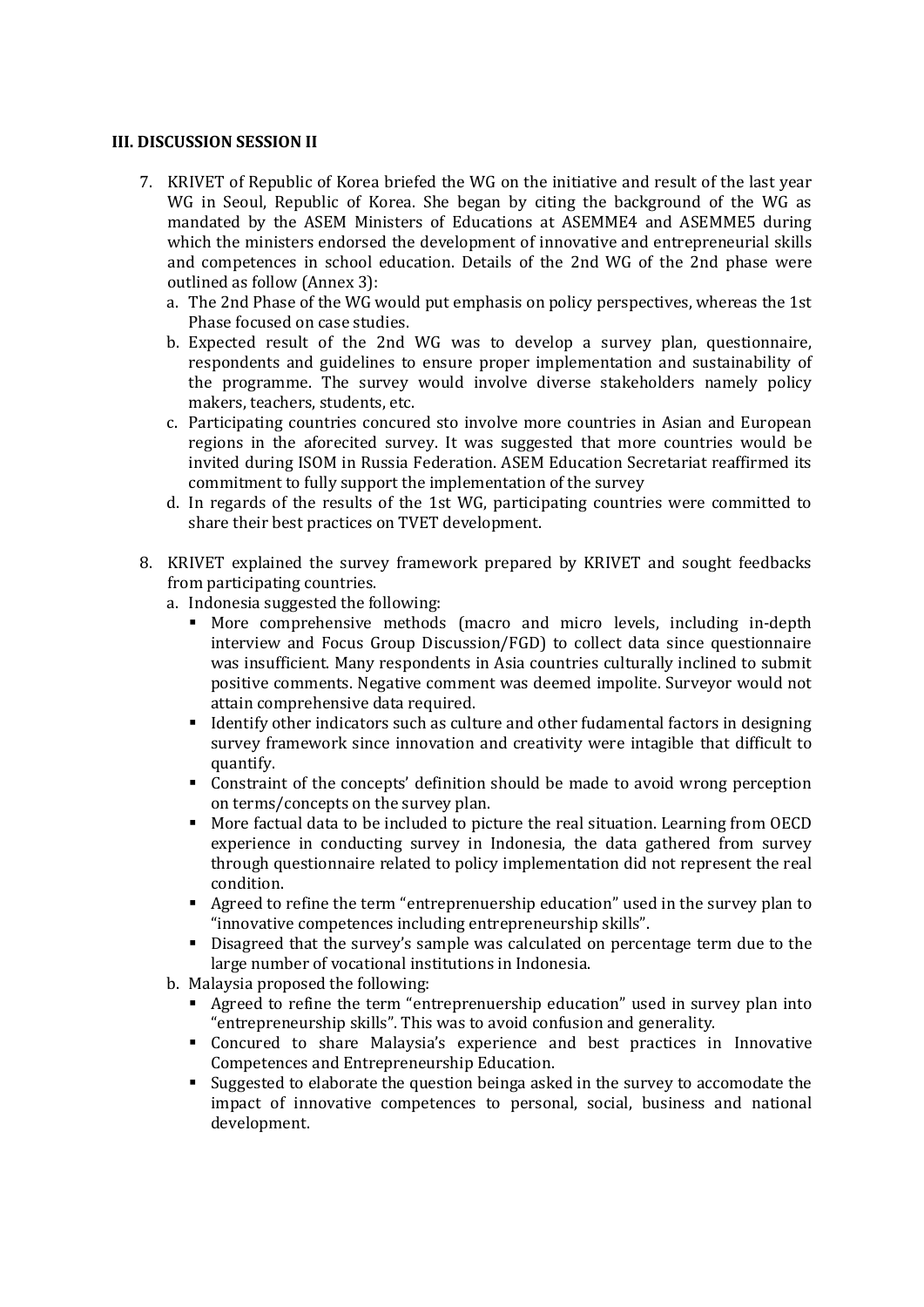**III. DISCUSSION SESSION II**

7. KRIVET of Republic of Korea briefed the WG on the initiative and result of the last year WG in Seoul, Republic of Korea. She began by citing the background of the WG as mandated by the ASEM Ministers of Educations at ASEMME4 and ASEMME5 during which the ministers endorsed the development of innovative and entrepreneurial skills and competences in school education. Details of the 2nd WG of the 2nd phase were outlined as follow (Annex 3):
   a. The 2nd Phase of the WG would put emphasis on policy perspectives, whereas the 1st Phase focused on case studies.
   b. Expected result of the 2nd WG was to develop a survey plan, questionnaire, respondents and guidelines to ensure proper implementation and sustainability of the programme. The survey would involve diverse stakeholders namely policy makers, teachers, students, etc.
   c. Participating countries concured sto involve more countries in Asian and European regions in the aforecited survey. It was suggested that more countries would be invited during ISOM in Russia Federation. ASEM Education Secretariat reaffirmed its commitment to fully support the implementation of the survey
   d. In regards of the results of the 1st WG, participating countries were committed to share their best practices on TVET development.

8. KRIVET explained the survey framework prepared by KRIVET and sought feedbacks from participating countries.
   a. Indonesia suggested the following:
      - More comprehensive methods (macro and micro levels, including in-depth interview and Focus Group Discussion/FGD) to collect data since questionnaire was insufficient. Many respondents in Asia countries culturally inclined to submit positive comments. Negative comment was deemed impolite. Surveyor would not attain comprehensive data required.
      - Identify other indicators such as culture and other fudamental factors in designing survey framework since innovation and creativity were intagible that difficult to quantify.
      - Constraint of the concepts' definition should be made to avoid wrong perception on terms/concepts on the survey plan.
      - More factual data to be included to picture the real situation. Learning from OECD experience in conducting survey in Indonesia, the data gathered from survey through questionnaire related to policy implementation did not represent the real condition.
      - Agreed to refine the term "entreprenuership education" used in the survey plan to "innovative competences including entrepreneurship skills".
      - Disagreed that the survey's sample was calculated on percentage term due to the large number of vocational institutions in Indonesia.
   b. Malaysia proposed the following:
      - Agreed to refine the term "entreprenuership education" used in survey plan into "entrepreneurship skills". This was to avoid confusion and generality.
      - Concured to share Malaysia's experience and best practices in Innovative Competences and Entrepreneurship Education.
      - Suggested to elaborate the question beinga asked in the survey to accomodate the impact of innovative competences to personal, social, business and national development.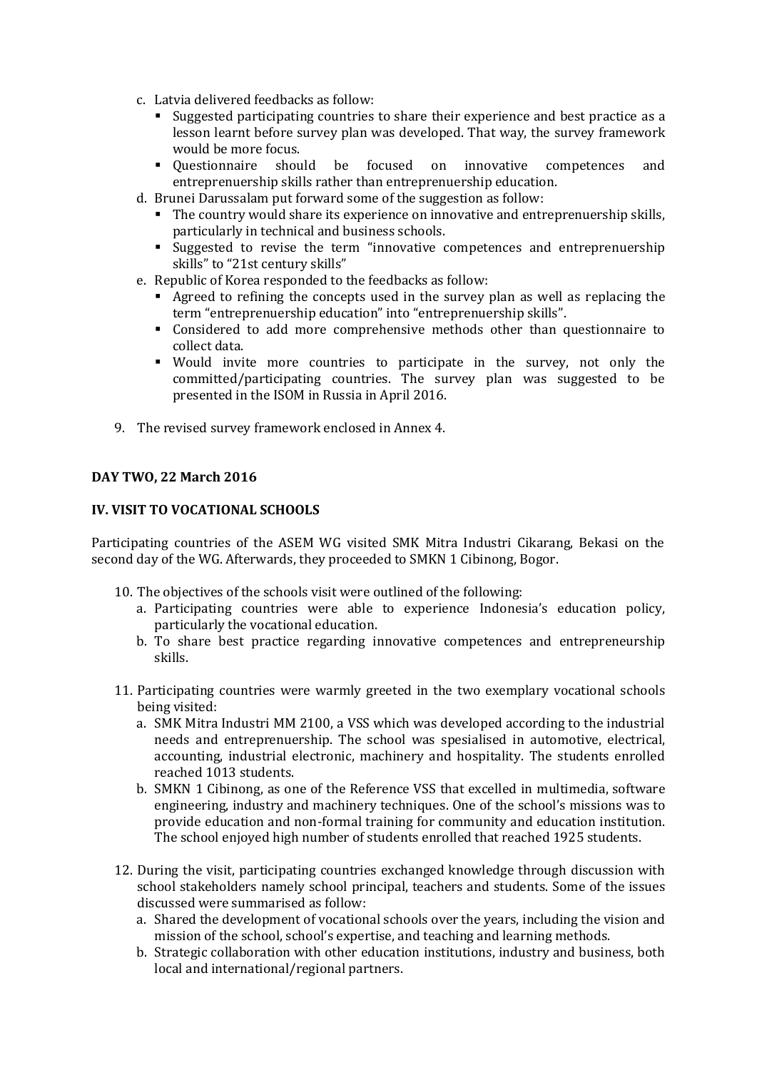c. Latvia delivered feedbacks as follow:
   - Suggested participating countries to share their experience and best practice as a lesson learnt before survey plan was developed. That way, the survey framework would be more focus.
   - Questionnaire should be focused on innovative competences and entreprenuership skills rather than entreprenuership education.

d. Brunei Darussalam put forward some of the suggestion as follow:
   - The country would share its experience on innovative and entreprenuership skills, particularly in technical and business schools.
   - Suggested to revise the term "innovative competences and entreprenuership skills" to "21st century skills"

e. Republic of Korea responded to the feedbacks as follow:
   - Agreed to refining the concepts used in the survey plan as well as replacing the term "entreprenuership education" into "entreprenuership skills".
   - Considered to add more comprehensive methods other than questionnaire to collect data.
   - Would invite more countries to participate in the survey, not only the committed/participating countries. The survey plan was suggested to be presented in the ISOM in Russia in April 2016.

9. The revised survey framework enclosed in Annex 4.

**DAY TWO, 22 March 2016**

**IV. VISIT TO VOCATIONAL SCHOOLS**

Participating countries of the ASEM WG visited SMK Mitra Industri Cikarang, Bekasi on the second day of the WG. Afterwards, they proceeded to SMKN 1 Cibinong, Bogor.

10. The objectives of the schools visit were outlined of the following:
    a. Participating countries were able to experience Indonesia's education policy, particularly the vocational education.
    b. To share best practice regarding innovative competences and entrepreneurship skills.

11. Participating countries were warmly greeted in the two exemplary vocational schools being visited:
    a. SMK Mitra Industri MM 2100, a VSS which was developed according to the industrial needs and entreprenuership. The school was spesialised in automotive, electrical, accounting, industrial electronic, machinery and hospitality. The students enrolled reached 1013 students.
    b. SMKN 1 Cibinong, as one of the Reference VSS that excelled in multimedia, software engineering, industry and machinery techniques. One of the school's missions was to provide education and non-formal training for community and education institution. The school enjoyed high number of students enrolled that reached 1925 students.

12. During the visit, participating countries exchanged knowledge through discussion with school stakeholders namely school principal, teachers and students. Some of the issues discussed were summarised as follow:
    a. Shared the development of vocational schools over the years, including the vision and mission of the school, school's expertise, and teaching and learning methods.
    b. Strategic collaboration with other education institutions, industry and business, both local and international/regional partners.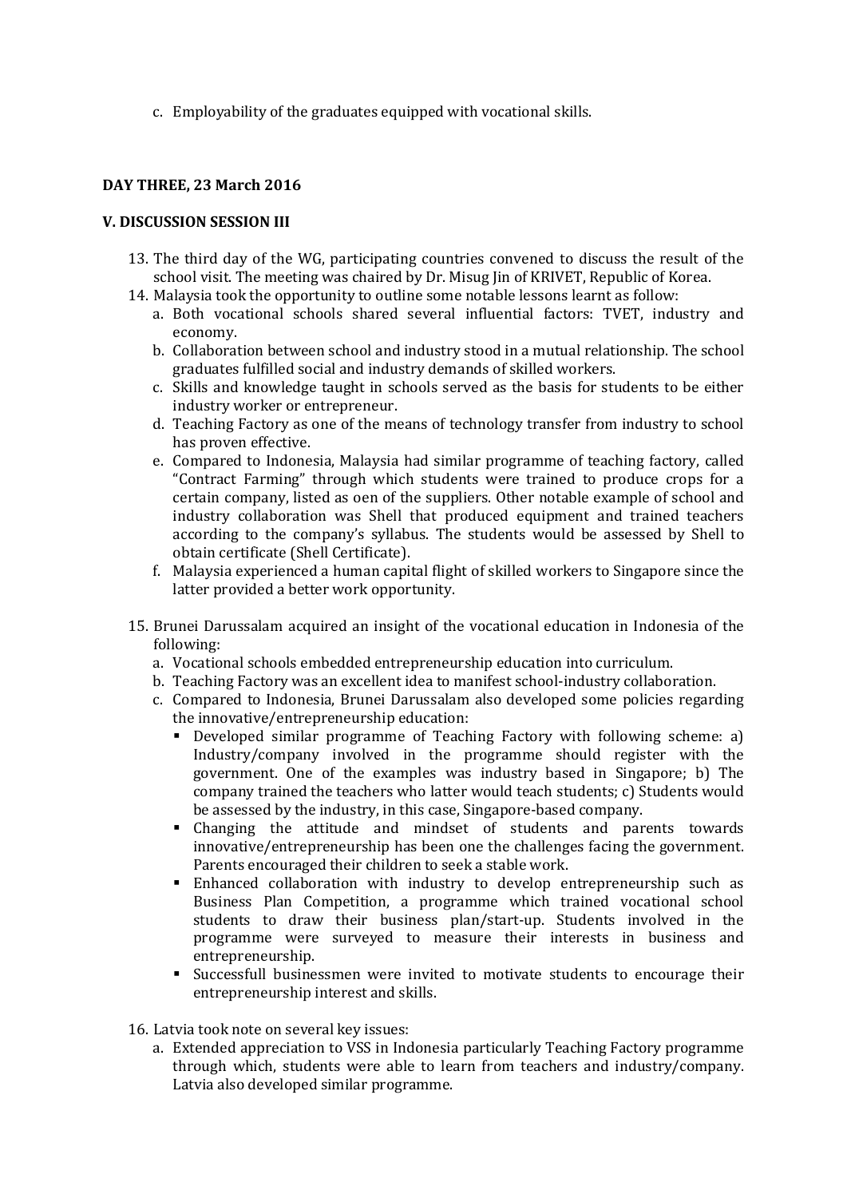c. Employability of the graduates equipped with vocational skills.

**DAY THREE, 23 March 2016**

**V. DISCUSSION SESSION III**

13. The third day of the WG, participating countries convened to discuss the result of the school visit. The meeting was chaired by Dr. Misug Jin of KRIVET, Republic of Korea.
14. Malaysia took the opportunity to outline some notable lessons learnt as follow:
    a. Both vocational schools shared several influential factors: TVET, industry and economy.
    b. Collaboration between school and industry stood in a mutual relationship. The school graduates fulfilled social and industry demands of skilled workers.
    c. Skills and knowledge taught in schools served as the basis for students to be either industry worker or entrepreneur.
    d. Teaching Factory as one of the means of technology transfer from industry to school has proven effective.
    e. Compared to Indonesia, Malaysia had similar programme of teaching factory, called "Contract Farming" through which students were trained to produce crops for a certain company, listed as oen of the suppliers. Other notable example of school and industry collaboration was Shell that produced equipment and trained teachers according to the company's syllabus. The students would be assessed by Shell to obtain certificate (Shell Certificate).
    f. Malaysia experienced a human capital flight of skilled workers to Singapore since the latter provided a better work opportunity.

15. Brunei Darussalam acquired an insight of the vocational education in Indonesia of the following:
    a. Vocational schools embedded entrepreneurship education into curriculum.
    b. Teaching Factory was an excellent idea to manifest school-industry collaboration.
    c. Compared to Indonesia, Brunei Darussalam also developed some policies regarding the innovative/entrepreneurship education:
        - Developed similar programme of Teaching Factory with following scheme: a) Industry/company involved in the programme should register with the government. One of the examples was industry based in Singapore; b) The company trained the teachers who latter would teach students; c) Students would be assessed by the industry, in this case, Singapore-based company.
        - Changing the attitude and mindset of students and parents towards innovative/entrepreneurship has been one the challenges facing the government. Parents encouraged their children to seek a stable work.
        - Enhanced collaboration with industry to develop entrepreneurship such as Business Plan Competition, a programme which trained vocational school students to draw their business plan/start-up. Students involved in the programme were surveyed to measure their interests in business and entrepreneurship.
        - Successfull businessmen were invited to motivate students to encourage their entrepreneurship interest and skills.

16. Latvia took note on several key issues:
    a. Extended appreciation to VSS in Indonesia particularly Teaching Factory programme through which, students were able to learn from teachers and industry/company. Latvia also developed similar programme.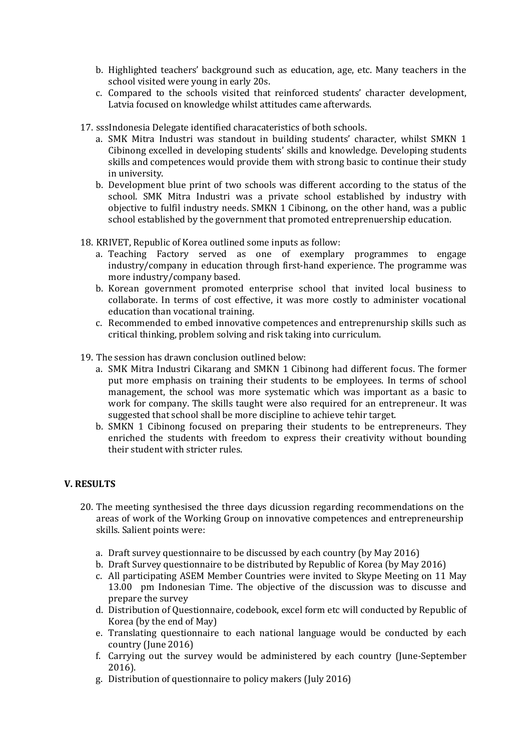b. Highlighted teachers' background such as education, age, etc. Many teachers in the school visited were young in early 20s.
c. Compared to the schools visited that reinforced students' character development, Latvia focused on knowledge whilst attitudes came afterwards.

17. sssIndonesia Delegate identified characateristics of both schools.
    a. SMK Mitra Industri was standout in building students' character, whilst SMKN 1 Cibinong excelled in developing students' skills and knowledge. Developing students skills and competences would provide them with strong basic to continue their study in university.
    b. Development blue print of two schools was different according to the status of the school. SMK Mitra Industri was a private school established by industry with objective to fulfil industry needs. SMKN 1 Cibinong, on the other hand, was a public school established by the government that promoted entreprenuership education.

18. KRIVET, Republic of Korea outlined some inputs as follow:
    a. Teaching Factory served as one of exemplary programmes to engage industry/company in education through first-hand experience. The programme was more industry/company based.
    b. Korean government promoted enterprise school that invited local business to collaborate. In terms of cost effective, it was more costly to administer vocational education than vocational training.
    c. Recommended to embed innovative competences and entreprenurship skills such as critical thinking, problem solving and risk taking into curriculum.

19. The session has drawn conclusion outlined below:
    a. SMK Mitra Industri Cikarang and SMKN 1 Cibinong had different focus. The former put more emphasis on training their students to be employees. In terms of school management, the school was more systematic which was important as a basic to work for company. The skills taught were also required for an entrepreneur. It was suggested that school shall be more discipline to achieve tehir target.
    b. SMKN 1 Cibinong focused on preparing their students to be entrepreneurs. They enriched the students with freedom to express their creativity without bounding their student with stricter rules.

## V. RESULTS

20. The meeting synthesised the three days dicussion regarding recommendations on the areas of work of the Working Group on innovative competences and entrepreneurship skills. Salient points were:

    a. Draft survey questionnaire to be discussed by each country (by May 2016)
    b. Draft Survey questionnaire to be distributed by Republic of Korea (by May 2016)
    c. All participating ASEM Member Countries were invited to Skype Meeting on 11 May 13.00 pm Indonesian Time. The objective of the discussion was to discusse and prepare the survey
    d. Distribution of Questionnaire, codebook, excel form etc will conducted by Republic of Korea (by the end of May)
    e. Translating questionnaire to each national language would be conducted by each country (June 2016)
    f. Carrying out the survey would be administered by each country (June-September 2016).
    g. Distribution of questionnaire to policy makers (July 2016)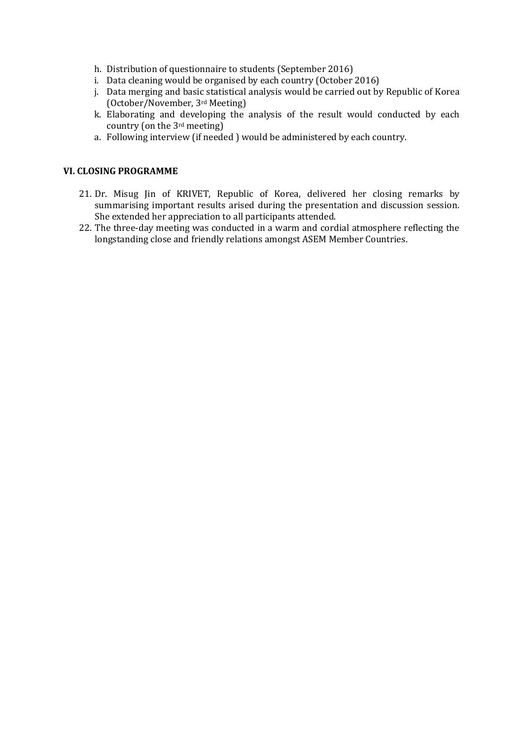h. Distribution of questionnaire to students (September 2016)
i. Data cleaning would be organised by each country (October 2016)
j. Data merging and basic statistical analysis would be carried out by Republic of Korea (October/November, 3rd Meeting)
k. Elaborating and developing the analysis of the result would conducted by each country (on the 3rd meeting)
a. Following interview (if needed ) would be administered by each country.

**VI. CLOSING PROGRAMME**

21. Dr. Misug Jin of KRIVET, Republic of Korea, delivered her closing remarks by summarising important results arised during the presentation and discussion session. She extended her appreciation to all participants attended.
22. The three-day meeting was conducted in a warm and cordial atmosphere reflecting the longstanding close and friendly relations amongst ASEM Member Countries.